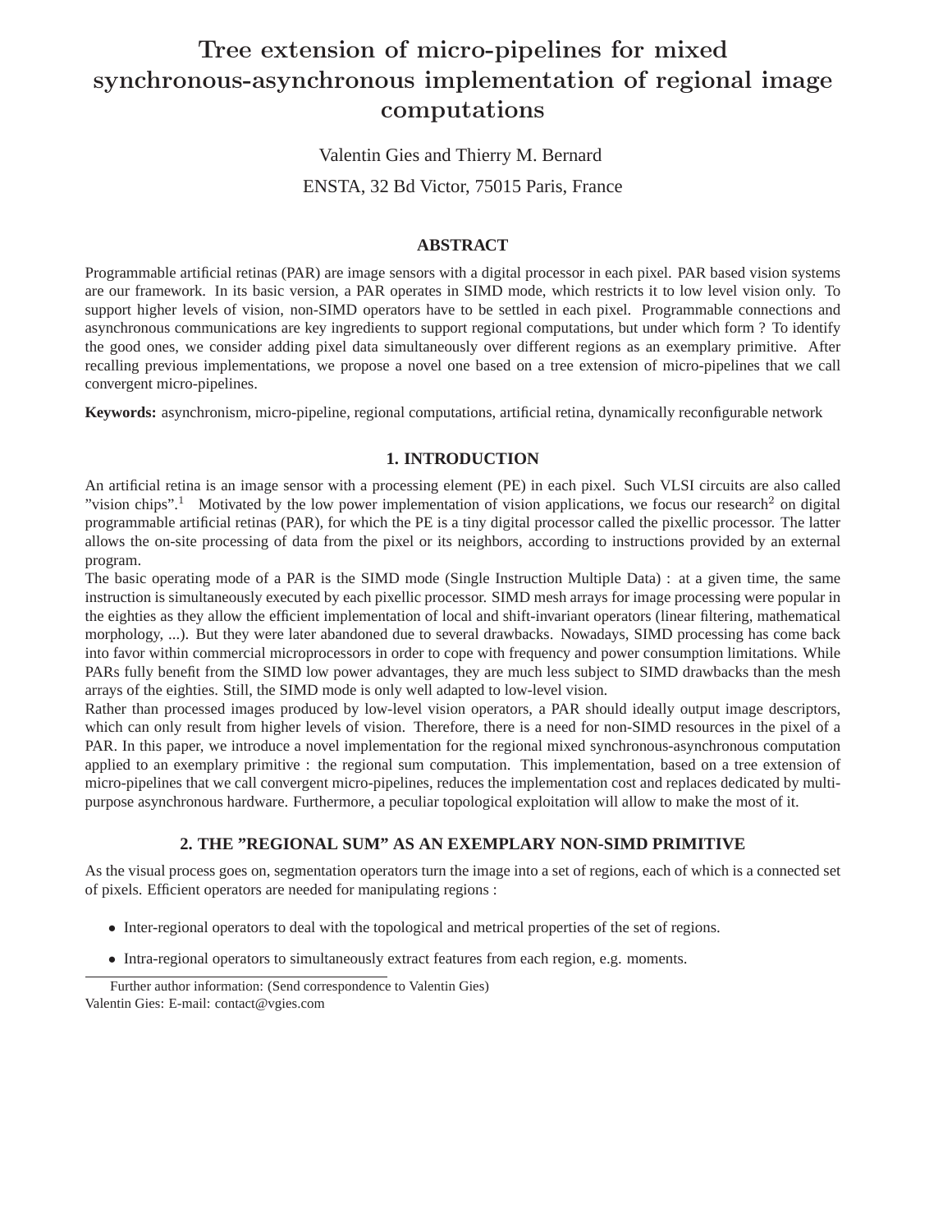# Tree extension of micro-pipelines for mixed synchronous-asynchronous implementation of regional image computations

Valentin Gies and Thierry M. Bernard

ENSTA, 32 Bd Victor, 75015 Paris, France

## ABSTRACT

Programmable artificial retinas (PAR) are image sensors with a digital processor in each pixel. PAR based vision systems are our framework. In its basic version, a PAR operates in SIMD mode, which restricts it to low level vision only. To support higher levels of vision, non-SIMD operators have to be settled in each pixel. Programmable connections and asynchronous communications are key ingredients to support regional computations, but under which form ? To identify the good ones, we consider adding pixel data simultaneously over different regions as an exemplary primitive. After recalling previous implementations, we propose a novel one based on a tree extension of micro-pipelines that we call convergent micro-pipelines.

**Keywords:** asynchronism, micro-pipeline, regional computations, artificial retina, dynamically reconfigurable network

## 1. INTRODUCTION

An artificial retina is an image sensor with a processing element (PE) in each pixel. Such VLSI circuits are also called "vision chips".[1] Motivated by the low power implementation of vision applications, we focus our research[2] on digital programmable artificial retinas (PAR), for which the PE is a tiny digital processor called the pixellic processor. The latter allows the on-site processing of data from the pixel or its neighbors, according to instructions provided by an external program.

The basic operating mode of a PAR is the SIMD mode (Single Instruction Multiple Data) : at a given time, the same instruction is simultaneously executed by each pixellic processor. SIMD mesh arrays for image processing were popular in the eighties as they allow the efficient implementation of local and shift-invariant operators (linear filtering, mathematical morphology, ...). But they were later abandoned due to several drawbacks. Nowadays, SIMD processing has come back into favor within commercial microprocessors in order to cope with frequency and power consumption limitations. While PARs fully benefit from the SIMD low power advantages, they are much less subject to SIMD drawbacks than the mesh arrays of the eighties. Still, the SIMD mode is only well adapted to low-level vision.

Rather than processed images produced by low-level vision operators, a PAR should ideally output image descriptors, which can only result from higher levels of vision. Therefore, there is a need for non-SIMD resources in the pixel of a PAR. In this paper, we introduce a novel implementation for the regional mixed synchronous-asynchronous computation applied to an exemplary primitive : the regional sum computation. This implementation, based on a tree extension of micro-pipelines that we call convergent micro-pipelines, reduces the implementation cost and replaces dedicated by multi-purpose asynchronous hardware. Furthermore, a peculiar topological exploitation will allow to make the most of it.

## 2. THE "REGIONAL SUM" AS AN EXEMPLARY NON-SIMD PRIMITIVE

As the visual process goes on, segmentation operators turn the image into a set of regions, each of which is a connected set of pixels. Efficient operators are needed for manipulating regions :

- Inter-regional operators to deal with the topological and metrical properties of the set of regions.
- Intra-regional operators to simultaneously extract features from each region, e.g. moments.

Further author information: (Send correspondence to Valentin Gies)
Valentin Gies: E-mail: contact@vgies.com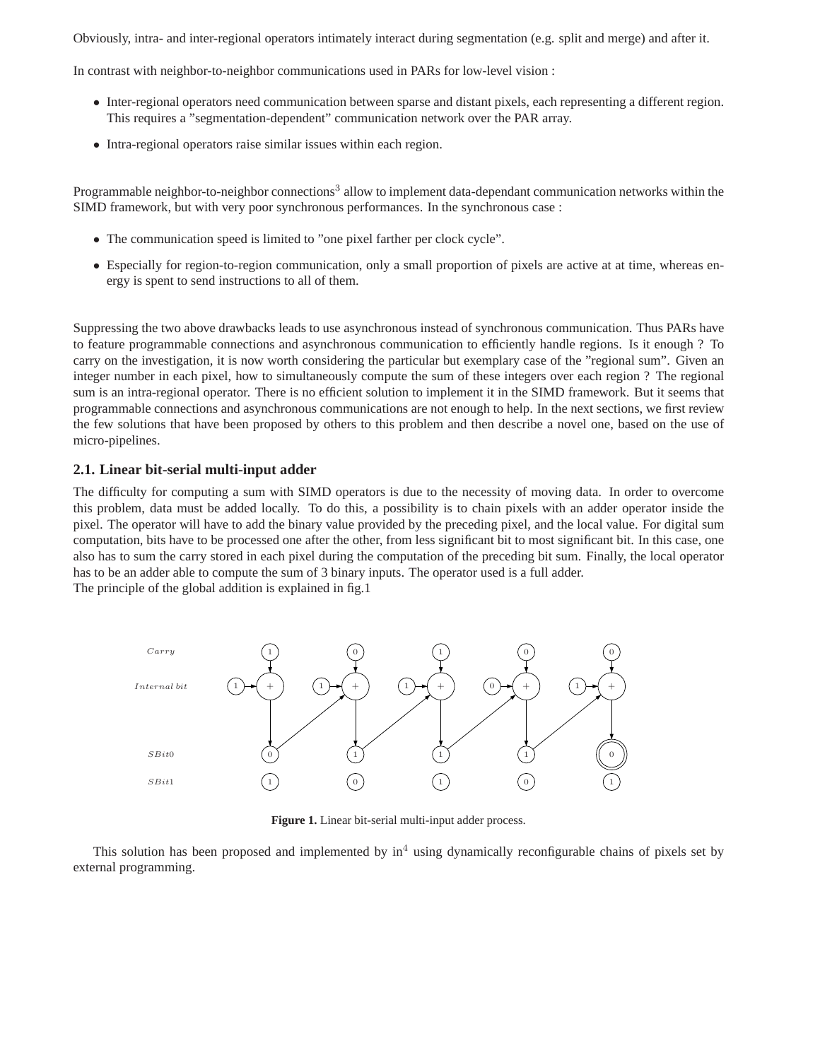Obviously, intra- and inter-regional operators intimately interact during segmentation (e.g. split and merge) and after it.

In contrast with neighbor-to-neighbor communications used in PARs for low-level vision :

- Inter-regional operators need communication between sparse and distant pixels, each representing a different region. This requires a "segmentation-dependent" communication network over the PAR array.
- Intra-regional operators raise similar issues within each region.

Programmable neighbor-to-neighbor connections[3] allow to implement data-dependant communication networks within the SIMD framework, but with very poor synchronous performances. In the synchronous case :

- The communication speed is limited to "one pixel farther per clock cycle".
- Especially for region-to-region communication, only a small proportion of pixels are active at at time, whereas energy is spent to send instructions to all of them.

Suppressing the two above drawbacks leads to use asynchronous instead of synchronous communication. Thus PARs have to feature programmable connections and asynchronous communication to efficiently handle regions. Is it enough ? To carry on the investigation, it is now worth considering the particular but exemplary case of the "regional sum". Given an integer number in each pixel, how to simultaneously compute the sum of these integers over each region ? The regional sum is an intra-regional operator. There is no efficient solution to implement it in the SIMD framework. But it seems that programmable connections and asynchronous communications are not enough to help. In the next sections, we first review the few solutions that have been proposed by others to this problem and then describe a novel one, based on the use of micro-pipelines.

## 2.1. Linear bit-serial multi-input adder

The difficulty for computing a sum with SIMD operators is due to the necessity of moving data. In order to overcome this problem, data must be added locally. To do this, a possibility is to chain pixels with an adder operator inside the pixel. The operator will have to add the binary value provided by the preceding pixel, and the local value. For digital sum computation, bits have to be processed one after the other, from less significant bit to most significant bit. In this case, one also has to sum the carry stored in each pixel during the computation of the preceding bit sum. Finally, the local operator has to be an adder able to compute the sum of 3 binary inputs. The operator used is a full adder.
The principle of the global addition is explained in fig.1

**Figure 1.** Linear bit-serial multi-input adder process.

This solution has been proposed and implemented by in[4] using dynamically reconfigurable chains of pixels set by external programming.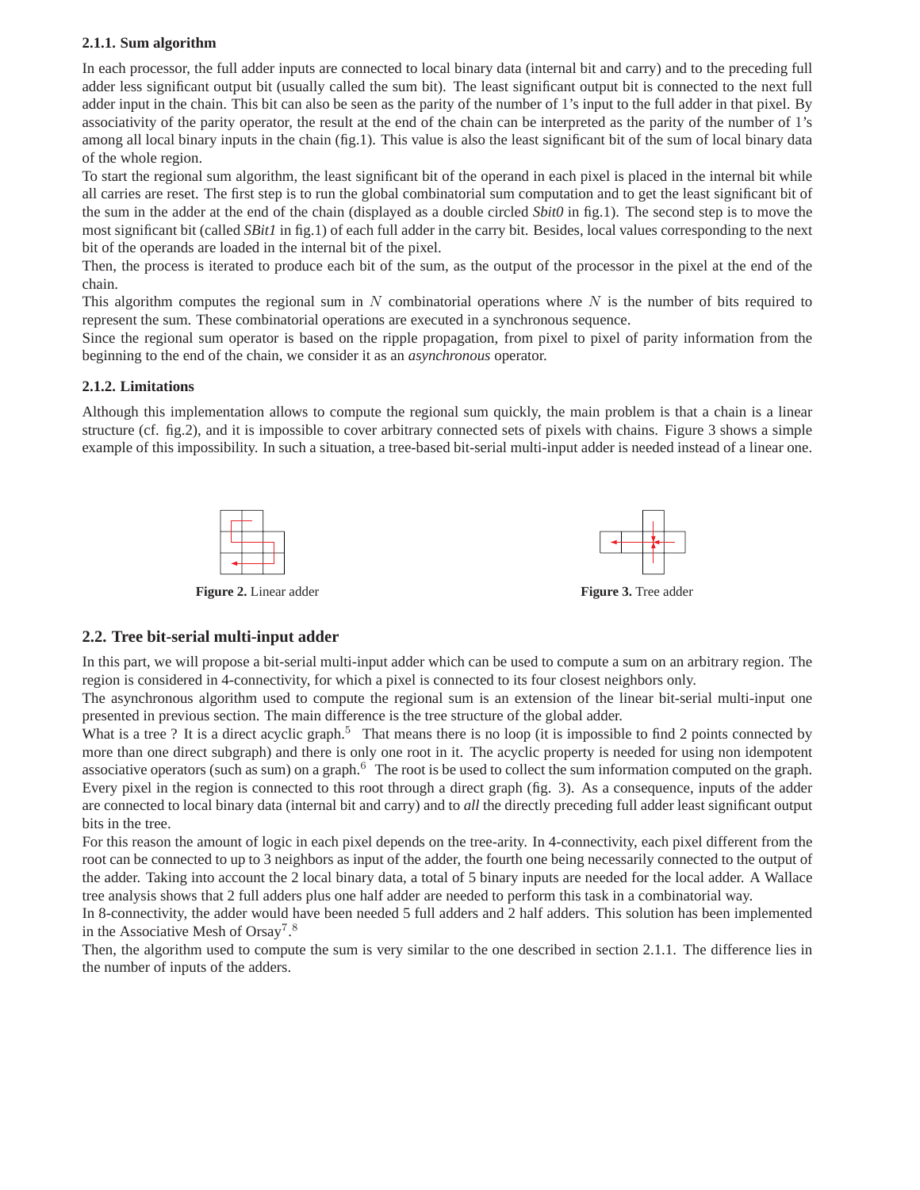### 2.1.1. Sum algorithm

In each processor, the full adder inputs are connected to local binary data (internal bit and carry) and to the preceding full adder less significant output bit (usually called the sum bit). The least significant output bit is connected to the next full adder input in the chain. This bit can also be seen as the parity of the number of 1's input to the full adder in that pixel. By associativity of the parity operator, the result at the end of the chain can be interpreted as the parity of the number of 1's among all local binary inputs in the chain (fig.1). This value is also the least significant bit of the sum of local binary data of the whole region.

To start the regional sum algorithm, the least significant bit of the operand in each pixel is placed in the internal bit while all carries are reset. The first step is to run the global combinatorial sum computation and to get the least significant bit of the sum in the adder at the end of the chain (displayed as a double circled *Sbit0* in fig.1). The second step is to move the most significant bit (called *SBit1* in fig.1) of each full adder in the carry bit. Besides, local values corresponding to the next bit of the operands are loaded in the internal bit of the pixel.

Then, the process is iterated to produce each bit of the sum, as the output of the processor in the pixel at the end of the chain.

This algorithm computes the regional sum in $N$ combinatorial operations where $N$ is the number of bits required to represent the sum. These combinatorial operations are executed in a synchronous sequence.

Since the regional sum operator is based on the ripple propagation, from pixel to pixel of parity information from the beginning to the end of the chain, we consider it as an *asynchronous* operator.

### 2.1.2. Limitations

Although this implementation allows to compute the regional sum quickly, the main problem is that a chain is a linear structure (cf. fig.2), and it is impossible to cover arbitrary connected sets of pixels with chains. Figure 3 shows a simple example of this impossibility. In such a situation, a tree-based bit-serial multi-input adder is needed instead of a linear one.

**Figure 2.** Linear adder

**Figure 3.** Tree adder

## 2.2. Tree bit-serial multi-input adder

In this part, we will propose a bit-serial multi-input adder which can be used to compute a sum on an arbitrary region. The region is considered in 4-connectivity, for which a pixel is connected to its four closest neighbors only.

The asynchronous algorithm used to compute the regional sum is an extension of the linear bit-serial multi-input one presented in previous section. The main difference is the tree structure of the global adder.

What is a tree ? It is a direct acyclic graph.[5] That means there is no loop (it is impossible to find 2 points connected by more than one direct subgraph) and there is only one root in it. The acyclic property is needed for using non idempotent associative operators (such as sum) on a graph.[6] The root is be used to collect the sum information computed on the graph. Every pixel in the region is connected to this root through a direct graph (fig. 3). As a consequence, inputs of the adder are connected to local binary data (internal bit and carry) and to *all* the directly preceding full adder least significant output bits in the tree.

For this reason the amount of logic in each pixel depends on the tree-arity. In 4-connectivity, each pixel different from the root can be connected to up to 3 neighbors as input of the adder, the fourth one being necessarily connected to the output of the adder. Taking into account the 2 local binary data, a total of 5 binary inputs are needed for the local adder. A Wallace tree analysis shows that 2 full adders plus one half adder are needed to perform this task in a combinatorial way.

In 8-connectivity, the adder would have been needed 5 full adders and 2 half adders. This solution has been implemented in the Associative Mesh of Orsay[7].[8]

Then, the algorithm used to compute the sum is very similar to the one described in section 2.1.1. The difference lies in the number of inputs of the adders.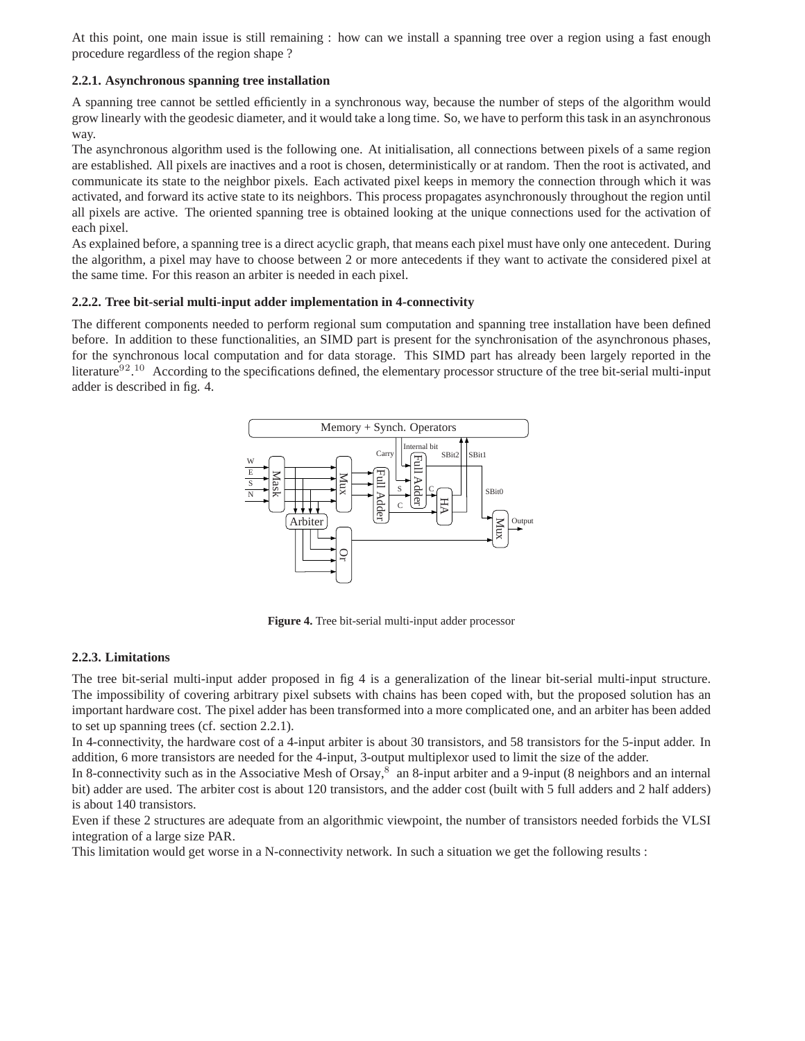At this point, one main issue is still remaining : how can we install a spanning tree over a region using a fast enough procedure regardless of the region shape ?

### 2.2.1. Asynchronous spanning tree installation

A spanning tree cannot be settled efficiently in a synchronous way, because the number of steps of the algorithm would grow linearly with the geodesic diameter, and it would take a long time. So, we have to perform this task in an asynchronous way.

The asynchronous algorithm used is the following one. At initialisation, all connections between pixels of a same region are established. All pixels are inactives and a root is chosen, deterministically or at random. Then the root is activated, and communicate its state to the neighbor pixels. Each activated pixel keeps in memory the connection through which it was activated, and forward its active state to its neighbors. This process propagates asynchronously throughout the region until all pixels are active. The oriented spanning tree is obtained looking at the unique connections used for the activation of each pixel.

As explained before, a spanning tree is a direct acyclic graph, that means each pixel must have only one antecedent. During the algorithm, a pixel may have to choose between 2 or more antecedents if they want to activate the considered pixel at the same time. For this reason an arbiter is needed in each pixel.

### 2.2.2. Tree bit-serial multi-input adder implementation in 4-connectivity

The different components needed to perform regional sum computation and spanning tree installation have been defined before. In addition to these functionalities, an SIMD part is present for the synchronisation of the asynchronous phases, for the synchronous local computation and for data storage. This SIMD part has already been largely reported in the literature[92].[10] According to the specifications defined, the elementary processor structure of the tree bit-serial multi-input adder is described in fig. 4.

**Figure 4.** Tree bit-serial multi-input adder processor

### 2.2.3. Limitations

The tree bit-serial multi-input adder proposed in fig 4 is a generalization of the linear bit-serial multi-input structure. The impossibility of covering arbitrary pixel subsets with chains has been coped with, but the proposed solution has an important hardware cost. The pixel adder has been transformed into a more complicated one, and an arbiter has been added to set up spanning trees (cf. section 2.2.1).

In 4-connectivity, the hardware cost of a 4-input arbiter is about 30 transistors, and 58 transistors for the 5-input adder. In addition, 6 more transistors are needed for the 4-input, 3-output multiplexor used to limit the size of the adder.

In 8-connectivity such as in the Associative Mesh of Orsay,[8] an 8-input arbiter and a 9-input (8 neighbors and an internal bit) adder are used. The arbiter cost is about 120 transistors, and the adder cost (built with 5 full adders and 2 half adders) is about 140 transistors.

Even if these 2 structures are adequate from an algorithmic viewpoint, the number of transistors needed forbids the VLSI integration of a large size PAR.

This limitation would get worse in a N-connectivity network. In such a situation we get the following results :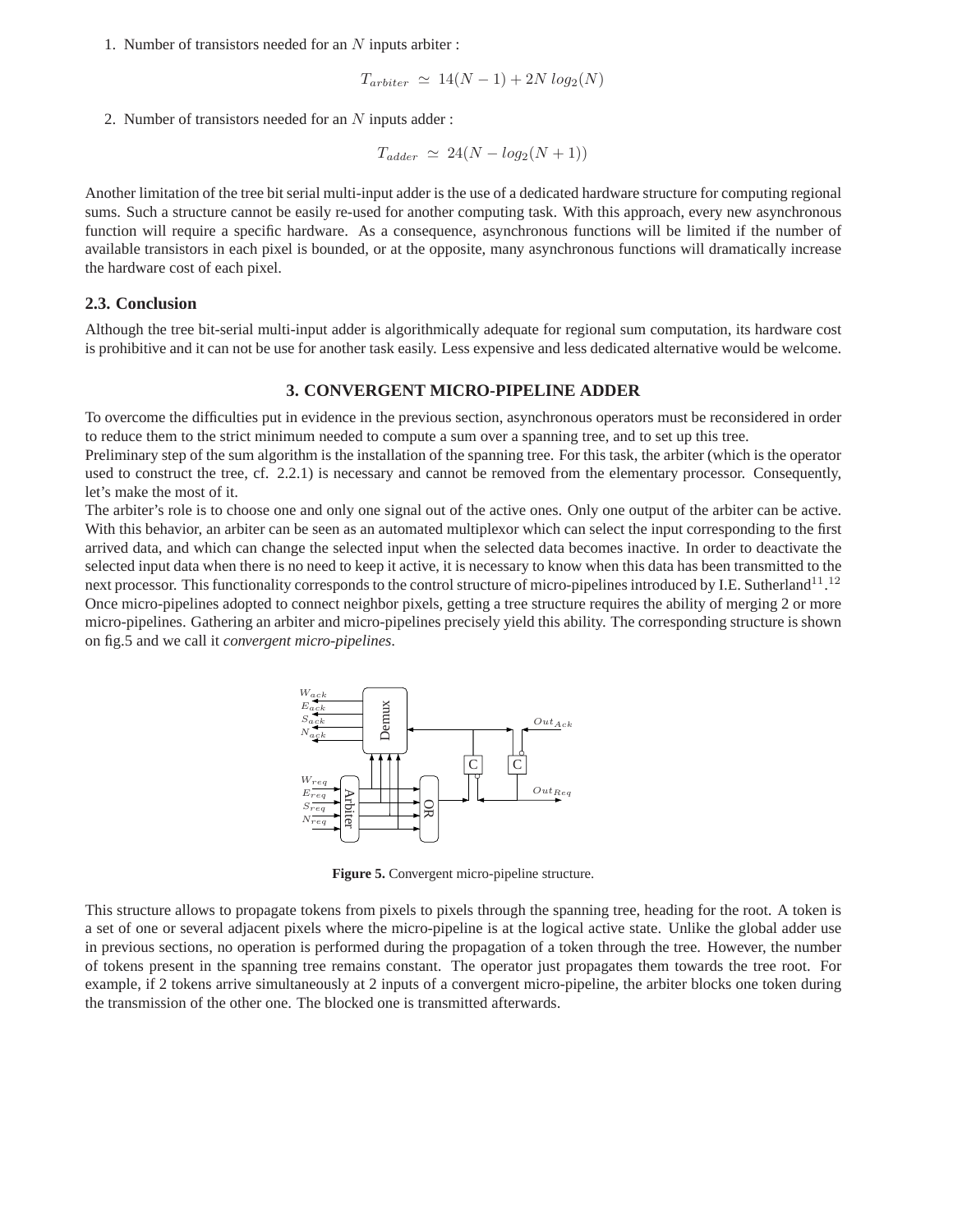1. Number of transistors needed for an $N$ inputs arbiter :

$$T_{arbiter} \simeq 14(N-1) + 2N\,log_2(N)$$

2. Number of transistors needed for an $N$ inputs adder :

$$T_{adder} \simeq 24(N - log_2(N+1))$$

Another limitation of the tree bit serial multi-input adder is the use of a dedicated hardware structure for computing regional sums. Such a structure cannot be easily re-used for another computing task. With this approach, every new asynchronous function will require a specific hardware. As a consequence, asynchronous functions will be limited if the number of available transistors in each pixel is bounded, or at the opposite, many asynchronous functions will dramatically increase the hardware cost of each pixel.

### 2.3. Conclusion

Although the tree bit-serial multi-input adder is algorithmically adequate for regional sum computation, its hardware cost is prohibitive and it can not be use for another task easily. Less expensive and less dedicated alternative would be welcome.

## 3. CONVERGENT MICRO-PIPELINE ADDER

To overcome the difficulties put in evidence in the previous section, asynchronous operators must be reconsidered in order to reduce them to the strict minimum needed to compute a sum over a spanning tree, and to set up this tree.

Preliminary step of the sum algorithm is the installation of the spanning tree. For this task, the arbiter (which is the operator used to construct the tree, cf. 2.2.1) is necessary and cannot be removed from the elementary processor. Consequently, let's make the most of it.

The arbiter's role is to choose one and only one signal out of the active ones. Only one output of the arbiter can be active. With this behavior, an arbiter can be seen as an automated multiplexor which can select the input corresponding to the first arrived data, and which can change the selected input when the selected data becomes inactive. In order to deactivate the selected input data when there is no need to keep it active, it is necessary to know when this data has been transmitted to the next processor. This functionality corresponds to the control structure of micro-pipelines introduced by I.E. Sutherland[11].[12]

Once micro-pipelines adopted to connect neighbor pixels, getting a tree structure requires the ability of merging 2 or more micro-pipelines. Gathering an arbiter and micro-pipelines precisely yield this ability. The corresponding structure is shown on fig.5 and we call it *convergent micro-pipelines*.

**Figure 5.** Convergent micro-pipeline structure.

This structure allows to propagate tokens from pixels to pixels through the spanning tree, heading for the root. A token is a set of one or several adjacent pixels where the micro-pipeline is at the logical active state. Unlike the global adder use in previous sections, no operation is performed during the propagation of a token through the tree. However, the number of tokens present in the spanning tree remains constant. The operator just propagates them towards the tree root. For example, if 2 tokens arrive simultaneously at 2 inputs of a convergent micro-pipeline, the arbiter blocks one token during the transmission of the other one. The blocked one is transmitted afterwards.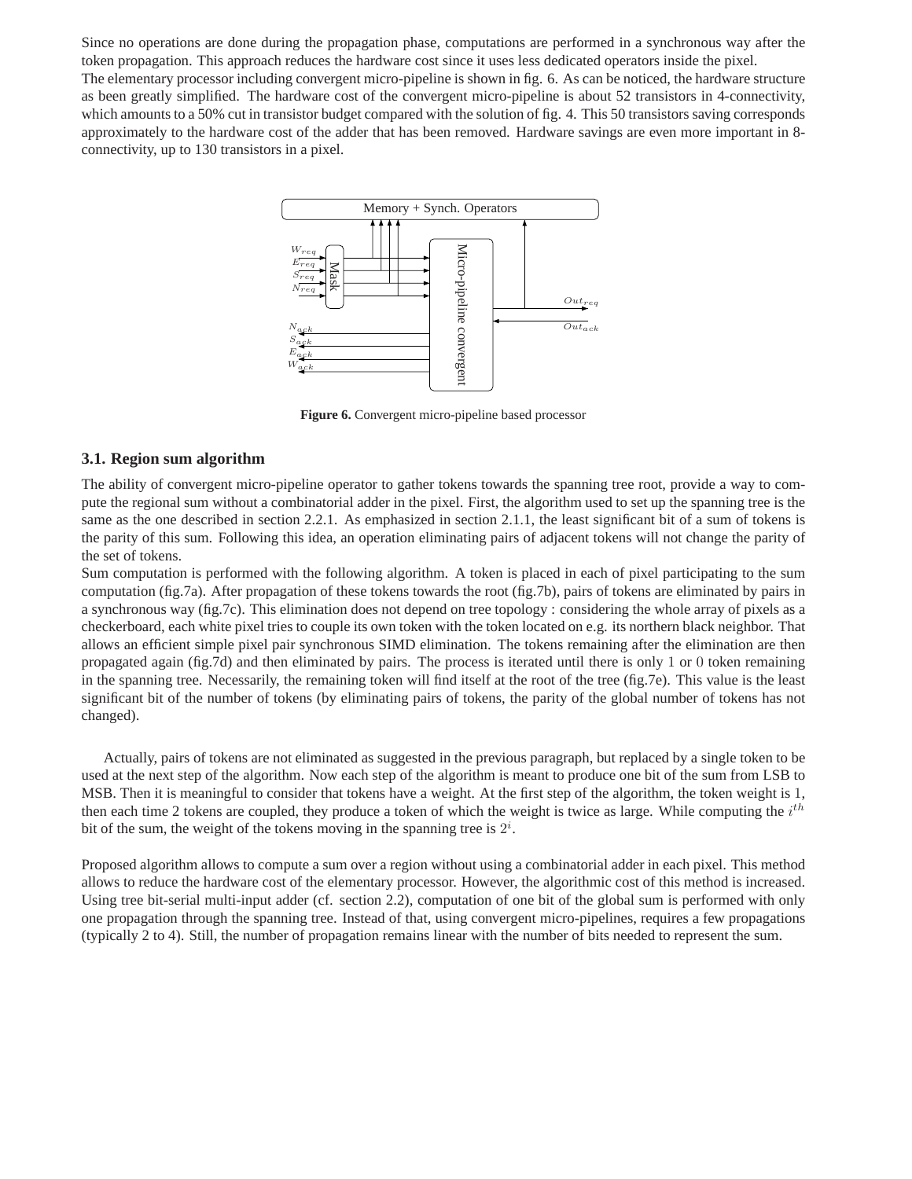Since no operations are done during the propagation phase, computations are performed in a synchronous way after the token propagation. This approach reduces the hardware cost since it uses less dedicated operators inside the pixel.
The elementary processor including convergent micro-pipeline is shown in fig. 6. As can be noticed, the hardware structure as been greatly simplified. The hardware cost of the convergent micro-pipeline is about 52 transistors in 4-connectivity, which amounts to a 50% cut in transistor budget compared with the solution of fig. 4. This 50 transistors saving corresponds approximately to the hardware cost of the adder that has been removed. Hardware savings are even more important in 8-connectivity, up to 130 transistors in a pixel.

**Figure 6.** Convergent micro-pipeline based processor

### 3.1. Region sum algorithm

The ability of convergent micro-pipeline operator to gather tokens towards the spanning tree root, provide a way to compute the regional sum without a combinatorial adder in the pixel. First, the algorithm used to set up the spanning tree is the same as the one described in section 2.2.1. As emphasized in section 2.1.1, the least significant bit of a sum of tokens is the parity of this sum. Following this idea, an operation eliminating pairs of adjacent tokens will not change the parity of the set of tokens.
Sum computation is performed with the following algorithm. A token is placed in each of pixel participating to the sum computation (fig.7a). After propagation of these tokens towards the root (fig.7b), pairs of tokens are eliminated by pairs in a synchronous way (fig.7c). This elimination does not depend on tree topology : considering the whole array of pixels as a checkerboard, each white pixel tries to couple its own token with the token located on e.g. its northern black neighbor. That allows an efficient simple pixel pair synchronous SIMD elimination. The tokens remaining after the elimination are then propagated again (fig.7d) and then eliminated by pairs. The process is iterated until there is only $1$ or $0$ token remaining in the spanning tree. Necessarily, the remaining token will find itself at the root of the tree (fig.7e). This value is the least significant bit of the number of tokens (by eliminating pairs of tokens, the parity of the global number of tokens has not changed).

Actually, pairs of tokens are not eliminated as suggested in the previous paragraph, but replaced by a single token to be used at the next step of the algorithm. Now each step of the algorithm is meant to produce one bit of the sum from LSB to MSB. Then it is meaningful to consider that tokens have a weight. At the first step of the algorithm, the token weight is $1$, then each time 2 tokens are coupled, they produce a token of which the weight is twice as large. While computing the $i^{th}$ bit of the sum, the weight of the tokens moving in the spanning tree is $2^i$.

Proposed algorithm allows to compute a sum over a region without using a combinatorial adder in each pixel. This method allows to reduce the hardware cost of the elementary processor. However, the algorithmic cost of this method is increased. Using tree bit-serial multi-input adder (cf. section 2.2), computation of one bit of the global sum is performed with only one propagation through the spanning tree. Instead of that, using convergent micro-pipelines, requires a few propagations (typically 2 to 4). Still, the number of propagation remains linear with the number of bits needed to represent the sum.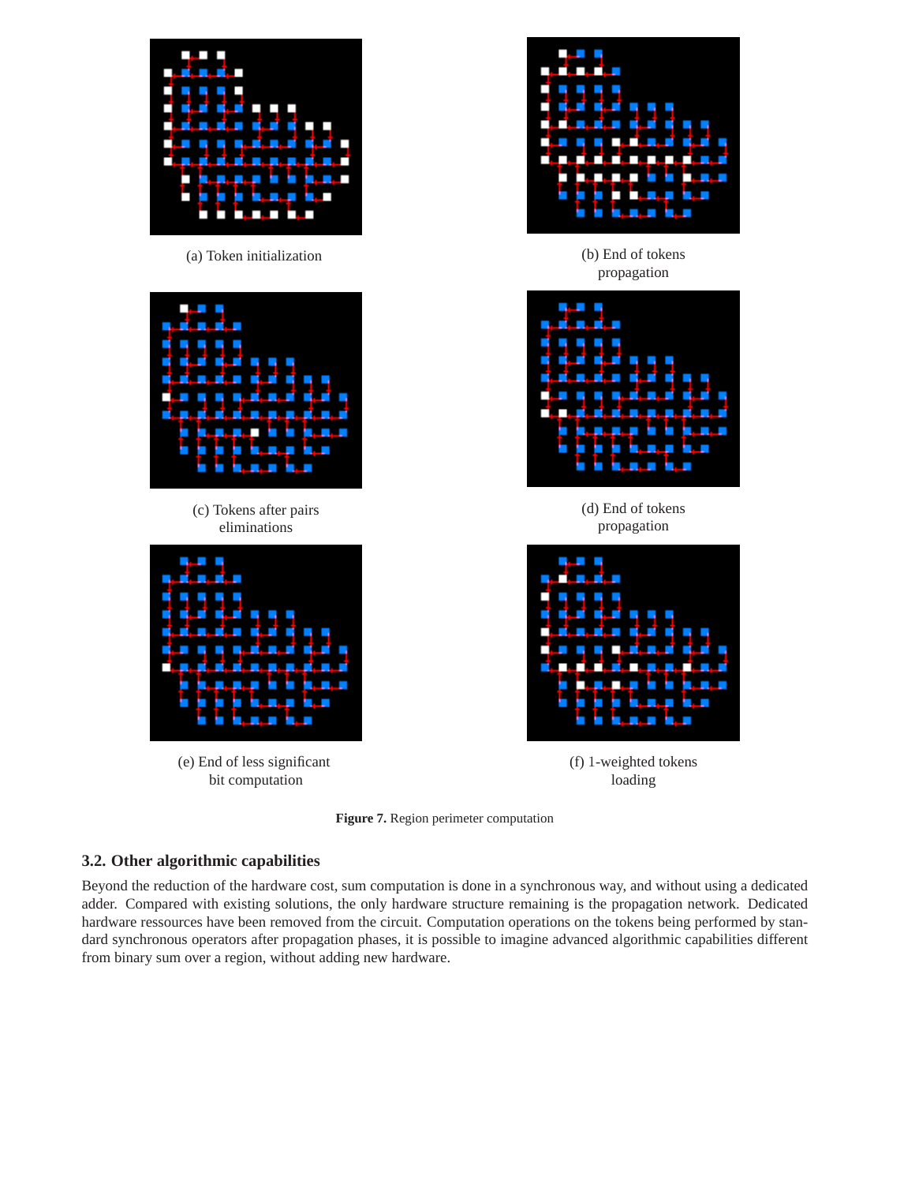(a) Token initialization

(b) End of tokens propagation

(c) Tokens after pairs eliminations

(d) End of tokens propagation

(e) End of less significant bit computation

(f) 1-weighted tokens loading

**Figure 7.** Region perimeter computation

### 3.2. Other algorithmic capabilities

Beyond the reduction of the hardware cost, sum computation is done in a synchronous way, and without using a dedicated adder. Compared with existing solutions, the only hardware structure remaining is the propagation network. Dedicated hardware ressources have been removed from the circuit. Computation operations on the tokens being performed by standard synchronous operators after propagation phases, it is possible to imagine advanced algorithmic capabilities different from binary sum over a region, without adding new hardware.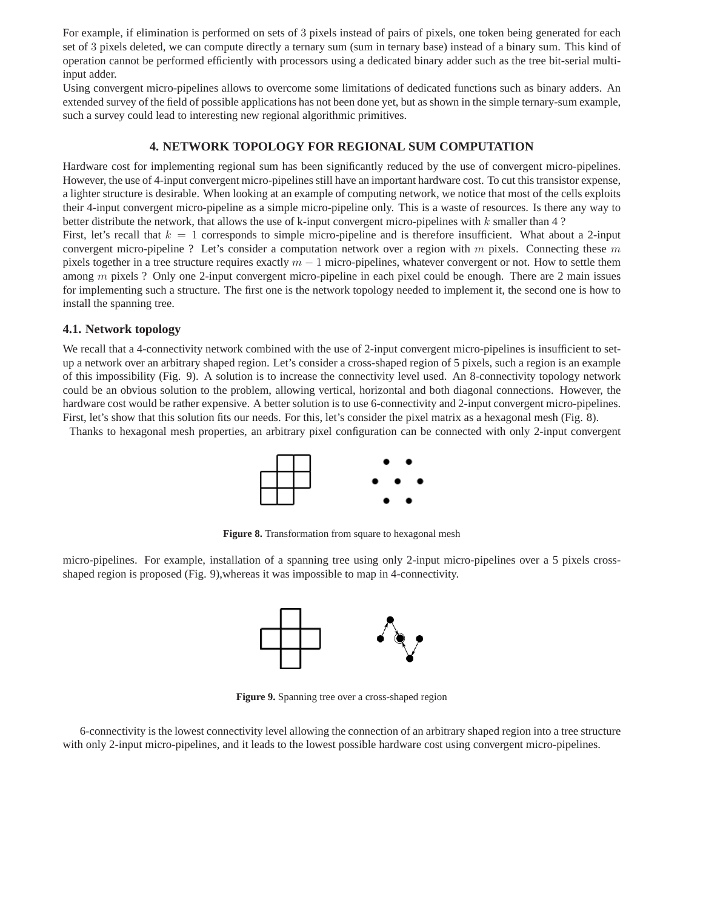For example, if elimination is performed on sets of 3 pixels instead of pairs of pixels, one token being generated for each set of 3 pixels deleted, we can compute directly a ternary sum (sum in ternary base) instead of a binary sum. This kind of operation cannot be performed efficiently with processors using a dedicated binary adder such as the tree bit-serial multi-input adder.

Using convergent micro-pipelines allows to overcome some limitations of dedicated functions such as binary adders. An extended survey of the field of possible applications has not been done yet, but as shown in the simple ternary-sum example, such a survey could lead to interesting new regional algorithmic primitives.

## 4. NETWORK TOPOLOGY FOR REGIONAL SUM COMPUTATION

Hardware cost for implementing regional sum has been significantly reduced by the use of convergent micro-pipelines. However, the use of 4-input convergent micro-pipelines still have an important hardware cost. To cut this transistor expense, a lighter structure is desirable. When looking at an example of computing network, we notice that most of the cells exploits their 4-input convergent micro-pipeline as a simple micro-pipeline only. This is a waste of resources. Is there any way to better distribute the network, that allows the use of k-input convergent micro-pipelines with $k$ smaller than 4 ?

First, let's recall that $k = 1$ corresponds to simple micro-pipeline and is therefore insufficient. What about a 2-input convergent micro-pipeline ? Let's consider a computation network over a region with $m$ pixels. Connecting these $m$ pixels together in a tree structure requires exactly $m - 1$ micro-pipelines, whatever convergent or not. How to settle them among $m$ pixels ? Only one 2-input convergent micro-pipeline in each pixel could be enough. There are 2 main issues for implementing such a structure. The first one is the network topology needed to implement it, the second one is how to install the spanning tree.

### 4.1. Network topology

We recall that a 4-connectivity network combined with the use of 2-input convergent micro-pipelines is insufficient to set-up a network over an arbitrary shaped region. Let's consider a cross-shaped region of 5 pixels, such a region is an example of this impossibility (Fig. 9). A solution is to increase the connectivity level used. An 8-connectivity topology network could be an obvious solution to the problem, allowing vertical, horizontal and both diagonal connections. However, the hardware cost would be rather expensive. A better solution is to use 6-connectivity and 2-input convergent micro-pipelines. First, let's show that this solution fits our needs. For this, let's consider the pixel matrix as a hexagonal mesh (Fig. 8).

Thanks to hexagonal mesh properties, an arbitrary pixel configuration can be connected with only 2-input convergent micro-pipelines. For example, installation of a spanning tree using only 2-input micro-pipelines over a 5 pixels cross-shaped region is proposed (Fig. 9),whereas it was impossible to map in 4-connectivity.

**Figure 8.** Transformation from square to hexagonal mesh

**Figure 9.** Spanning tree over a cross-shaped region

6-connectivity is the lowest connectivity level allowing the connection of an arbitrary shaped region into a tree structure with only 2-input micro-pipelines, and it leads to the lowest possible hardware cost using convergent micro-pipelines.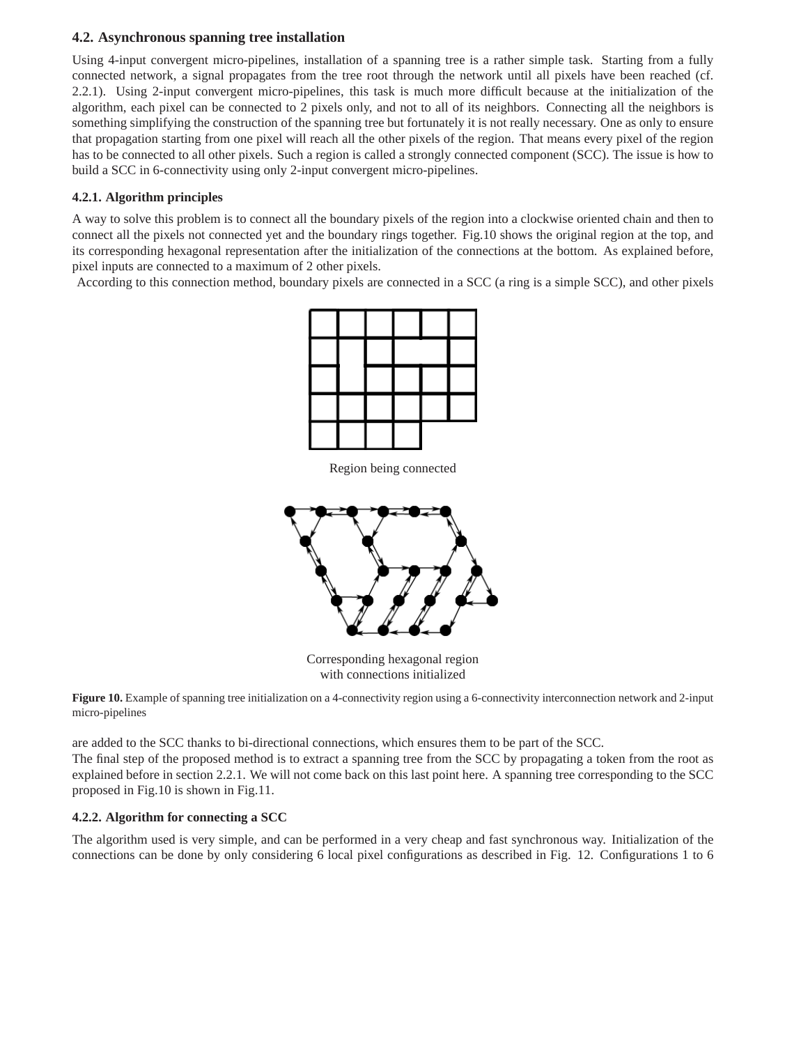### 4.2. Asynchronous spanning tree installation

Using 4-input convergent micro-pipelines, installation of a spanning tree is a rather simple task. Starting from a fully connected network, a signal propagates from the tree root through the network until all pixels have been reached (cf. 2.2.1). Using 2-input convergent micro-pipelines, this task is much more difficult because at the initialization of the algorithm, each pixel can be connected to 2 pixels only, and not to all of its neighbors. Connecting all the neighbors is something simplifying the construction of the spanning tree but fortunately it is not really necessary. One as only to ensure that propagation starting from one pixel will reach all the other pixels of the region. That means every pixel of the region has to be connected to all other pixels. Such a region is called a strongly connected component (SCC). The issue is how to build a SCC in 6-connectivity using only 2-input convergent micro-pipelines.

#### 4.2.1. Algorithm principles

A way to solve this problem is to connect all the boundary pixels of the region into a clockwise oriented chain and then to connect all the pixels not connected yet and the boundary rings together. Fig.10 shows the original region at the top, and its corresponding hexagonal representation after the initialization of the connections at the bottom. As explained before, pixel inputs are connected to a maximum of 2 other pixels.

According to this connection method, boundary pixels are connected in a SCC (a ring is a simple SCC), and other pixels

Region being connected

Corresponding hexagonal region with connections initialized

**Figure 10.** Example of spanning tree initialization on a 4-connectivity region using a 6-connectivity interconnection network and 2-input micro-pipelines

are added to the SCC thanks to bi-directional connections, which ensures them to be part of the SCC.

The final step of the proposed method is to extract a spanning tree from the SCC by propagating a token from the root as explained before in section 2.2.1. We will not come back on this last point here. A spanning tree corresponding to the SCC proposed in Fig.10 is shown in Fig.11.

#### 4.2.2. Algorithm for connecting a SCC

The algorithm used is very simple, and can be performed in a very cheap and fast synchronous way. Initialization of the connections can be done by only considering 6 local pixel configurations as described in Fig. 12. Configurations 1 to 6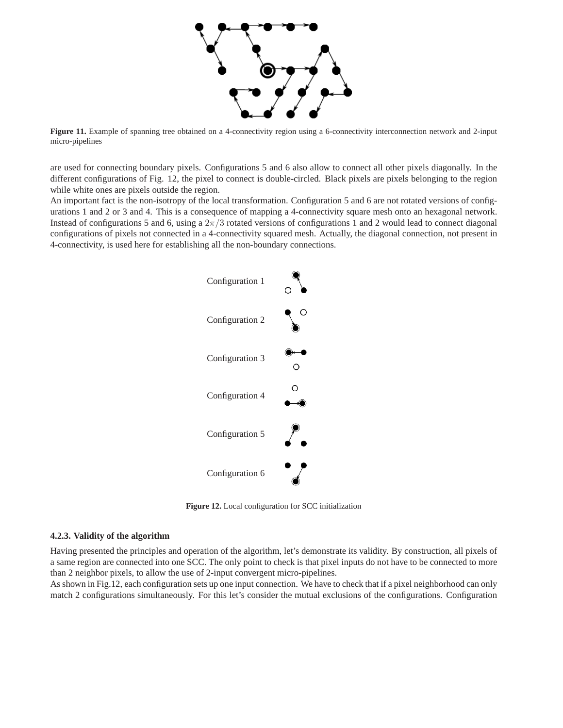**Figure 11.** Example of spanning tree obtained on a 4-connectivity region using a 6-connectivity interconnection network and 2-input micro-pipelines

are used for connecting boundary pixels. Configurations 5 and 6 also allow to connect all other pixels diagonally. In the different configurations of Fig. 12, the pixel to connect is double-circled. Black pixels are pixels belonging to the region while white ones are pixels outside the region.

An important fact is the non-isotropy of the local transformation. Configuration 5 and 6 are not rotated versions of configurations 1 and 2 or 3 and 4. This is a consequence of mapping a 4-connectivity square mesh onto an hexagonal network. Instead of configurations 5 and 6, using a $2\pi/3$ rotated versions of configurations 1 and 2 would lead to connect diagonal configurations of pixels not connected in a 4-connectivity squared mesh. Actually, the diagonal connection, not present in 4-connectivity, is used here for establishing all the non-boundary connections.

Configuration 1

Configuration 2

Configuration 3

Configuration 4

Configuration 5

Configuration 6

**Figure 12.** Local configuration for SCC initialization

### 4.2.3. Validity of the algorithm

Having presented the principles and operation of the algorithm, let's demonstrate its validity. By construction, all pixels of a same region are connected into one SCC. The only point to check is that pixel inputs do not have to be connected to more than 2 neighbor pixels, to allow the use of 2-input convergent micro-pipelines.

As shown in Fig.12, each configuration sets up one input connection. We have to check that if a pixel neighborhood can only match 2 configurations simultaneously. For this let's consider the mutual exclusions of the configurations. Configuration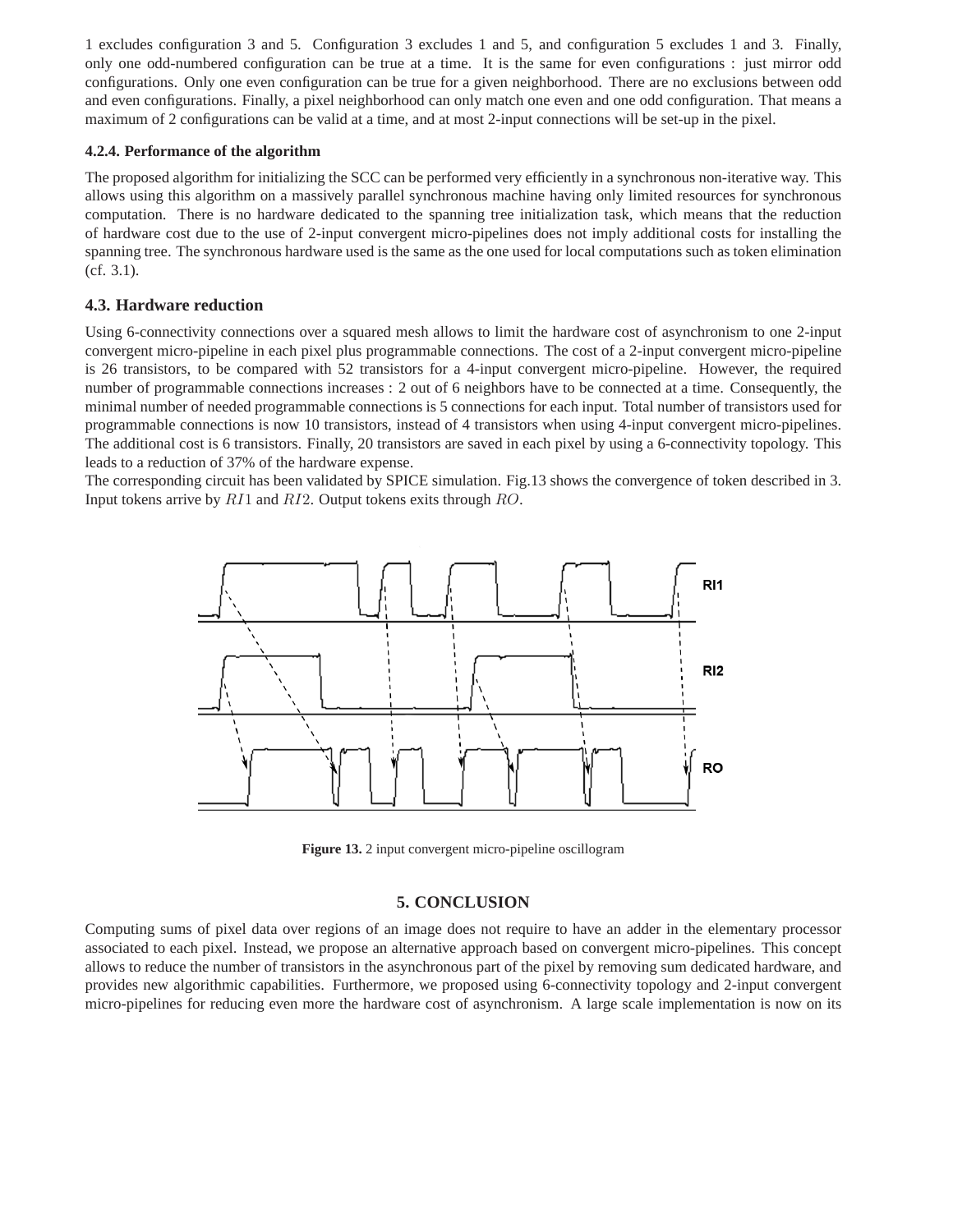1 excludes configuration 3 and 5. Configuration 3 excludes 1 and 5, and configuration 5 excludes 1 and 3. Finally, only one odd-numbered configuration can be true at a time. It is the same for even configurations : just mirror odd configurations. Only one even configuration can be true for a given neighborhood. There are no exclusions between odd and even configurations. Finally, a pixel neighborhood can only match one even and one odd configuration. That means a maximum of 2 configurations can be valid at a time, and at most 2-input connections will be set-up in the pixel.

#### 4.2.4. Performance of the algorithm

The proposed algorithm for initializing the SCC can be performed very efficiently in a synchronous non-iterative way. This allows using this algorithm on a massively parallel synchronous machine having only limited resources for synchronous computation. There is no hardware dedicated to the spanning tree initialization task, which means that the reduction of hardware cost due to the use of 2-input convergent micro-pipelines does not imply additional costs for installing the spanning tree. The synchronous hardware used is the same as the one used for local computations such as token elimination (cf. 3.1).

### 4.3. Hardware reduction

Using 6-connectivity connections over a squared mesh allows to limit the hardware cost of asynchronism to one 2-input convergent micro-pipeline in each pixel plus programmable connections. The cost of a 2-input convergent micro-pipeline is 26 transistors, to be compared with 52 transistors for a 4-input convergent micro-pipeline. However, the required number of programmable connections increases : 2 out of 6 neighbors have to be connected at a time. Consequently, the minimal number of needed programmable connections is 5 connections for each input. Total number of transistors used for programmable connections is now 10 transistors, instead of 4 transistors when using 4-input convergent micro-pipelines. The additional cost is 6 transistors. Finally, 20 transistors are saved in each pixel by using a 6-connectivity topology. This leads to a reduction of 37% of the hardware expense.
The corresponding circuit has been validated by SPICE simulation. Fig.13 shows the convergence of token described in 3. Input tokens arrive by $RI1$ and $RI2$. Output tokens exits through $RO$.

**Figure 13.** 2 input convergent micro-pipeline oscillogram

## 5. CONCLUSION

Computing sums of pixel data over regions of an image does not require to have an adder in the elementary processor associated to each pixel. Instead, we propose an alternative approach based on convergent micro-pipelines. This concept allows to reduce the number of transistors in the asynchronous part of the pixel by removing sum dedicated hardware, and provides new algorithmic capabilities. Furthermore, we proposed using 6-connectivity topology and 2-input convergent micro-pipelines for reducing even more the hardware cost of asynchronism. A large scale implementation is now on its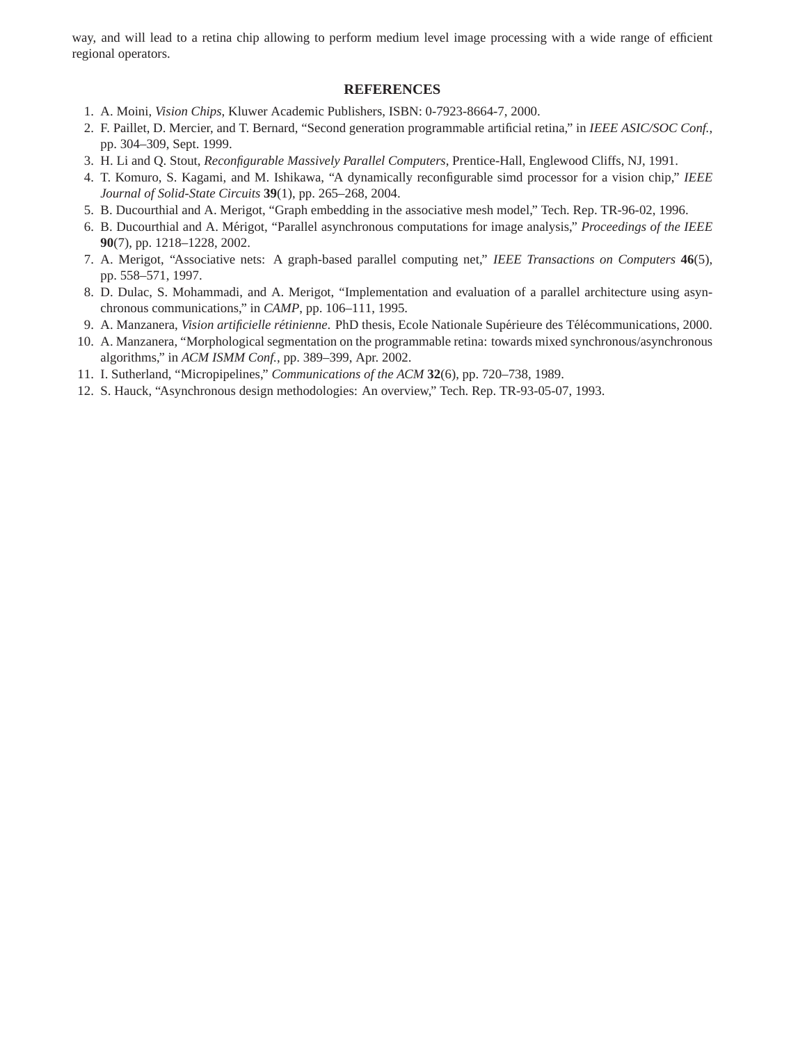way, and will lead to a retina chip allowing to perform medium level image processing with a wide range of efficient regional operators.

## REFERENCES

1. A. Moini, *Vision Chips*, Kluwer Academic Publishers, ISBN: 0-7923-8664-7, 2000.
2. F. Paillet, D. Mercier, and T. Bernard, "Second generation programmable artificial retina," in *IEEE ASIC/SOC Conf.*, pp. 304–309, Sept. 1999.
3. H. Li and Q. Stout, *Reconfigurable Massively Parallel Computers*, Prentice-Hall, Englewood Cliffs, NJ, 1991.
4. T. Komuro, S. Kagami, and M. Ishikawa, "A dynamically reconfigurable simd processor for a vision chip," *IEEE Journal of Solid-State Circuits* **39**(1), pp. 265–268, 2004.
5. B. Ducourthial and A. Merigot, "Graph embedding in the associative mesh model," Tech. Rep. TR-96-02, 1996.
6. B. Ducourthial and A. Mérigot, "Parallel asynchronous computations for image analysis," *Proceedings of the IEEE* **90**(7), pp. 1218–1228, 2002.
7. A. Merigot, "Associative nets: A graph-based parallel computing net," *IEEE Transactions on Computers* **46**(5), pp. 558–571, 1997.
8. D. Dulac, S. Mohammadi, and A. Merigot, "Implementation and evaluation of a parallel architecture using asynchronous communications," in *CAMP*, pp. 106–111, 1995.
9. A. Manzanera, *Vision artificielle rétinienne*. PhD thesis, Ecole Nationale Supérieure des Télécommunications, 2000.
10. A. Manzanera, "Morphological segmentation on the programmable retina: towards mixed synchronous/asynchronous algorithms," in *ACM ISMM Conf.*, pp. 389–399, Apr. 2002.
11. I. Sutherland, "Micropipelines," *Communications of the ACM* **32**(6), pp. 720–738, 1989.
12. S. Hauck, "Asynchronous design methodologies: An overview," Tech. Rep. TR-93-05-07, 1993.